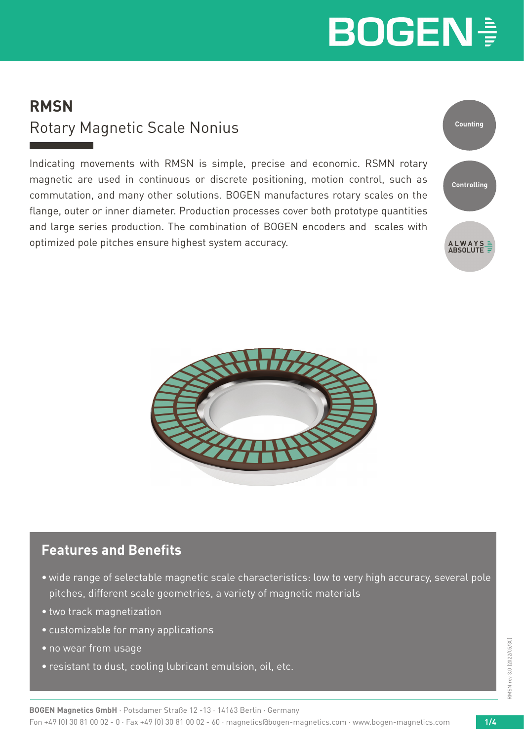# RMSN

## Rotary Magnetic Scale Nonius

Indicating movements with RMSN is simple, precise and economic. RSMN rotary magnetic are used in continuous or discrete positioning, motion control, such as commutation, and many other solutions. BOGEN manufactures rotary scales on the flange, outer or inner diameter. Production processes cover both prototype quantities and large series production. The combination of BOGEN encoders and scales with optimized pole pitches ensure highest system accuracy.

Counting

Controlling

ALWAYS ABSOLUTE

## Features and Benefits

- wide range of selectable magnetic scale characteristics: low to very high accuracy, several pole pitches, different scale geometries, a variety of magnetic materials
- two track magnetization
- customizable for many applications
- no wear from usage
- resistant to dust, cooling lubricant emulsion, oil, etc.

RMSN rev 3.0 (2022/05/30)

**BOGEN Magnetics GmbH** · Potsdamer Straße 12 -13 · 14163 Berlin · Germany
Fon +49 (0) 30 81 00 02 - 0 · Fax +49 (0) 30 81 00 02 - 60 · magnetics@bogen-magnetics.com · www.bogen-magnetics.com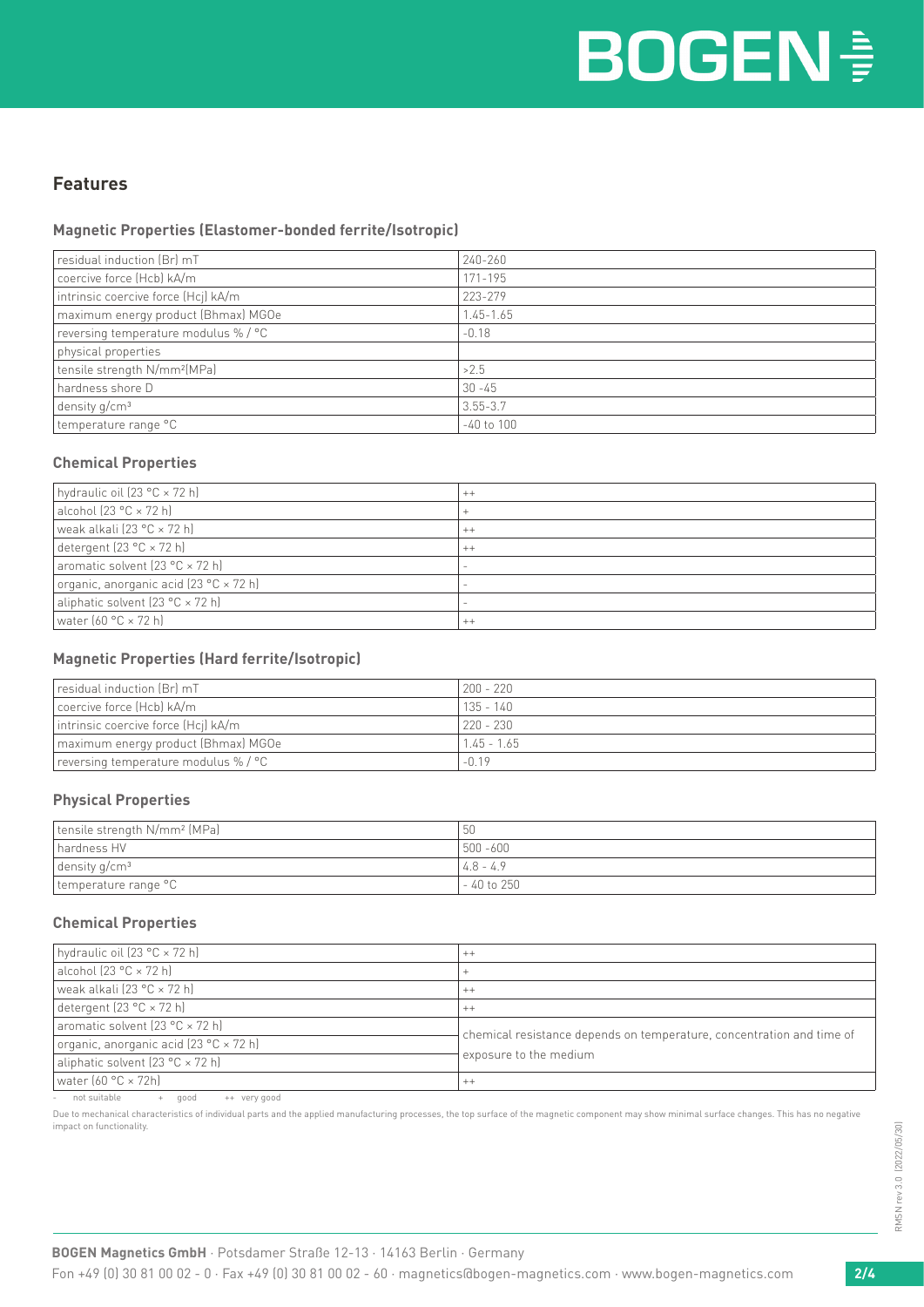## Features

### Magnetic Properties (Elastomer-bonded ferrite/Isotropic)

| | |
|---|---|
| residual induction (Br) mT | 240-260 |
| coercive force (Hcb) kA/m | 171-195 |
| intrinsic coercive force (Hcj) kA/m | 223-279 |
| maximum energy product (Bhmax) MGOe | 1.45-1.65 |
| reversing temperature modulus % / °C | -0.18 |
| physical properties | |
| tensile strength N/mm²(MPa) | >2.5 |
| hardness shore D | 30 -45 |
| density g/cm³ | 3.55-3.7 |
| temperature range °C | -40 to 100 |

### Chemical Properties

| | |
|---|---|
| hydraulic oil (23 °C × 72 h) | ++ |
| alcohol (23 °C × 72 h) | + |
| weak alkali (23 °C × 72 h) | ++ |
| detergent (23 °C × 72 h) | ++ |
| aromatic solvent (23 °C × 72 h) | - |
| organic, anorganic acid (23 °C × 72 h) | - |
| aliphatic solvent (23 °C × 72 h) | - |
| water (60 °C × 72 h) | ++ |

### Magnetic Properties (Hard ferrite/Isotropic)

| | |
|---|---|
| residual induction (Br) mT | 200 - 220 |
| coercive force (Hcb) kA/m | 135 - 140 |
| intrinsic coercive force (Hcj) kA/m | 220 - 230 |
| maximum energy product (Bhmax) MGOe | 1.45 - 1.65 |
| reversing temperature modulus % / °C | -0.19 |

### Physical Properties

| | |
|---|---|
| tensile strength N/mm² (MPa) | 50 |
| hardness HV | 500 -600 |
| density g/cm³ | 4.8 - 4.9 |
| temperature range °C | - 40 to 250 |

### Chemical Properties

| | |
|---|---|
| hydraulic oil (23 °C × 72 h) | ++ |
| alcohol (23 °C × 72 h) | + |
| weak alkali (23 °C × 72 h) | ++ |
| detergent (23 °C × 72 h) | ++ |
| aromatic solvent (23 °C × 72 h) | chemical resistance depends on temperature, concentration and time of exposure to the medium |
| organic, anorganic acid (23 °C × 72 h) | |
| aliphatic solvent (23 °C × 72 h) | |
| water (60 °C × 72h) | ++ |

- not suitable  + good  ++ very good

Due to mechanical characteristics of individual parts and the applied manufacturing processes, the top surface of the magnetic component may show minimal surface changes. This has no negative impact on functionality.

RMSN rev 3.0 (2022/05/30)

**BOGEN Magnetics GmbH** · Potsdamer Straße 12-13 · 14163 Berlin · Germany

Fon +49 (0) 30 81 00 02 - 0 · Fax +49 (0) 30 81 00 02 - 60 · magnetics@bogen-magnetics.com · www.bogen-magnetics.com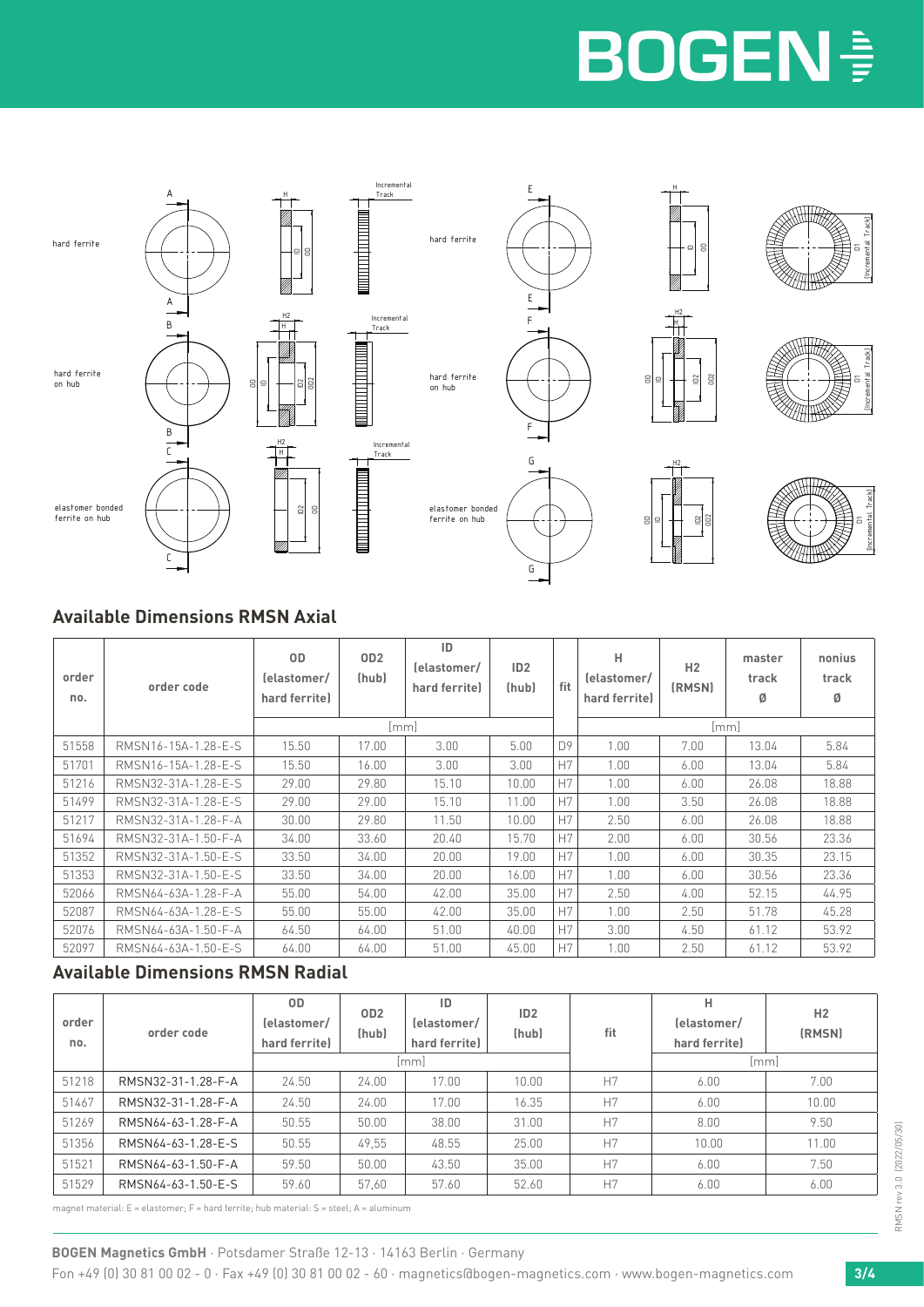hard ferrite

hard ferrite on hub

elastomer bonded ferrite on hub

## Available Dimensions RMSN Axial

| order no. | order code | OD (elastomer/ hard ferrite) | OD2 (hub) | ID (elastomer/ hard ferrite) | ID2 (hub) | fit | H (elastomer/ hard ferrite) | H2 (RMSN) | master track Ø | nonius track Ø |
|---|---|---|---|---|---|---|---|---|---|---|
| | | [mm] | | | | | [mm] | | | |
| 51558 | RMSN16-15A-1.28-E-S | 15.50 | 17.00 | 3.00 | 5.00 | D9 | 1.00 | 7.00 | 13.04 | 5.84 |
| 51701 | RMSN16-15A-1.28-E-S | 15.50 | 16.00 | 3.00 | 3.00 | H7 | 1.00 | 6.00 | 13.04 | 5.84 |
| 51216 | RMSN32-31A-1.28-E-S | 29.00 | 29.80 | 15.10 | 10.00 | H7 | 1.00 | 6.00 | 26.08 | 18.88 |
| 51499 | RMSN32-31A-1.28-E-S | 29.00 | 29.00 | 15.10 | 11.00 | H7 | 1.00 | 3.50 | 26.08 | 18.88 |
| 51217 | RMSN32-31A-1.28-F-A | 30.00 | 29.80 | 11.50 | 10.00 | H7 | 2.50 | 6.00 | 26.08 | 18.88 |
| 51694 | RMSN32-31A-1.50-F-A | 34.00 | 33.60 | 20.40 | 15.70 | H7 | 2.00 | 6.00 | 30.56 | 23.36 |
| 51352 | RMSN32-31A-1.50-E-S | 33.50 | 34.00 | 20.00 | 19.00 | H7 | 1.00 | 6.00 | 30.35 | 23.15 |
| 51353 | RMSN32-31A-1.50-E-S | 33.50 | 34.00 | 20.00 | 16.00 | H7 | 1.00 | 6.00 | 30.56 | 23.36 |
| 52066 | RMSN64-63A-1.28-F-A | 55.00 | 54.00 | 42.00 | 35.00 | H7 | 2.50 | 4.00 | 52.15 | 44.95 |
| 52087 | RMSN64-63A-1.28-E-S | 55.00 | 55.00 | 42.00 | 35.00 | H7 | 1.00 | 2.50 | 51.78 | 45.28 |
| 52076 | RMSN64-63A-1.50-F-A | 64.50 | 64.00 | 51.00 | 40.00 | H7 | 3.00 | 4.50 | 61.12 | 53.92 |
| 52097 | RMSN64-63A-1.50-E-S | 64.00 | 64.00 | 51.00 | 45.00 | H7 | 1.00 | 2.50 | 61.12 | 53.92 |

## Available Dimensions RMSN Radial

| order no. | order code | OD (elastomer/ hard ferrite) | OD2 (hub) | ID (elastomer/ hard ferrite) | ID2 (hub) | fit | H (elastomer/ hard ferrite) | H2 (RMSN) |
|---|---|---|---|---|---|---|---|---|
| | | [mm] | | | | | [mm] | |
| 51218 | RMSN32-31-1.28-F-A | 24.50 | 24.00 | 17.00 | 10.00 | H7 | 6.00 | 7.00 |
| 51467 | RMSN32-31-1.28-F-A | 24.50 | 24.00 | 17.00 | 16.35 | H7 | 6.00 | 10.00 |
| 51269 | RMSN64-63-1.28-F-A | 50.55 | 50.00 | 38.00 | 31.00 | H7 | 8.00 | 9.50 |
| 51356 | RMSN64-63-1.28-E-S | 50.55 | 49,55 | 48.55 | 25.00 | H7 | 10.00 | 11.00 |
| 51521 | RMSN64-63-1.50-F-A | 59.50 | 50.00 | 43.50 | 35.00 | H7 | 6.00 | 7.50 |
| 51529 | RMSN64-63-1.50-E-S | 59.60 | 57,60 | 57.60 | 52.60 | H7 | 6.00 | 6.00 |

magnet material: E = elastomer; F = hard ferrite; hub material: S = steel; A = aluminum

**BOGEN Magnetics GmbH** · Potsdamer Straße 12-13 · 14163 Berlin · Germany

Fon +49 (0) 30 81 00 02 - 0 · Fax +49 (0) 30 81 00 02 - 60 · magnetics@bogen-magnetics.com · www.bogen-magnetics.com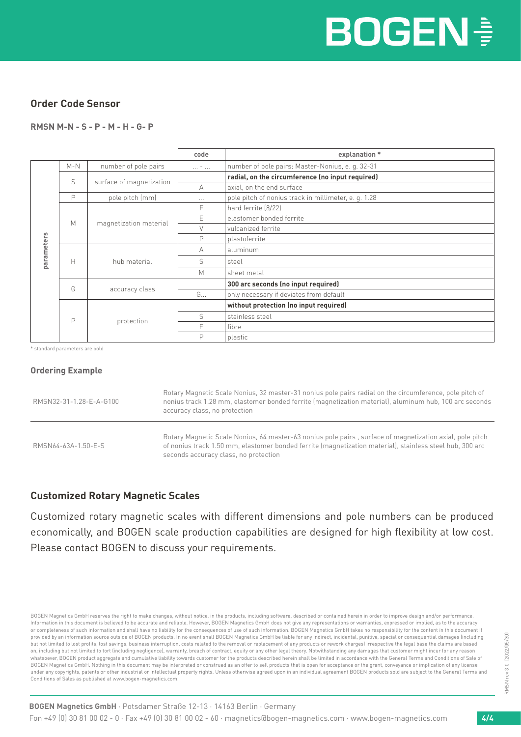## Order Code Sensor

**RMSN M-N - S - P - M - H - G- P**

| | | | code | explanation * |
|---|---|---|---|---|
| parameters | M-N | number of pole pairs | ... - ... | number of pole pairs: Master-Nonius, e. g. 32-31 |
| | S | surface of magnetization | | **radial, on the circumference (no input required)** |
| | | | A | axial, on the end surface |
| | P | pole pitch (mm) | ... | pole pitch of nonius track in millimeter, e. g. 1.28 |
| | M | magnetization material | F | hard ferrite (8/22) |
| | | | E | elastomer bonded ferrite |
| | | | V | vulcanized ferrite |
| | | | P | plastoferrite |
| | H | hub material | A | aluminum |
| | | | S | steel |
| | | | M | sheet metal |
| | G | accuracy class | | **300 arc seconds (no input required)** |
| | | | G... | only necessary if deviates from default |
| | P | protection | | **without protection (no input required)** |
| | | | S | stainless steel |
| | | | F | fibre |
| | | | P | plastic |

* standard parameters are bold

### Ordering Example

| | |
|---|---|
| RMSN32-31-1.28-E-A-G100 | Rotary Magnetic Scale Nonius, 32 master-31 nonius pole pairs radial on the circumference, pole pitch of nonius track 1.28 mm, elastomer bonded ferrite (magnetization material), aluminum hub, 100 arc seconds accuracy class, no protection |
| RMSN64-63A-1.50-E-S | Rotary Magnetic Scale Nonius, 64 master-63 nonius pole pairs , surface of magnetization axial, pole pitch of nonius track 1.50 mm, elastomer bonded ferrite (magnetization material), stainless steel hub, 300 arc seconds accuracy class, no protection |

## Customized Rotary Magnetic Scales

Customized rotary magnetic scales with different dimensions and pole numbers can be produced economically, and BOGEN scale production capabilities are designed for high flexibility at low cost. Please contact BOGEN to discuss your requirements.

BOGEN Magnetics GmbH reserves the right to make changes, without notice, in the products, including software, described or contained herein in order to improve design and/or performance. Information in this document is believed to be accurate and reliable. However, BOGEN Magnetics GmbH does not give any representations or warranties, expressed or implied, as to the accuracy or completeness of such information and shall have no liability for the consequences of use of such information. BOGEN Magnetics GmbH takes no responsibility for the content in this document if provided by an information source outside of BOGEN products. In no event shall BOGEN Magnetics GmbH be liable for any indirect, incidental, punitive, special or consequential damages (including but not limited to lost profits, lost savings, business interruption, costs related to the removal or replacement of any products or rework charges) irrespective the legal base the claims are based on, including but not limited to tort (including negligence), warranty, breach of contract, equity or any other legal theory. Notwithstanding any damages that customer might incur for any reason whatsoever, BOGEN product aggregate and cumulative liability towards customer for the products described herein shall be limited in accordance with the General Terms and Conditions of Sale of BOGEN Magnetics GmbH. Nothing in this document may be interpreted or construed as an offer to sell products that is open for acceptance or the grant, conveyance or implication of any license under any copyrights, patents or other industrial or intellectual property rights. Unless otherwise agreed upon in an individual agreement BOGEN products sold are subject to the General Terms and Conditions of Sales as published at www.bogen-magnetics.com.

RMSN rev 3.0 (2022/05/30)

**BOGEN Magnetics GmbH** · Potsdamer Straße 12-13 · 14163 Berlin · Germany

Fon +49 (0) 30 81 00 02 - 0 · Fax +49 (0) 30 81 00 02 - 60 · magnetics@bogen-magnetics.com · www.bogen-magnetics.com